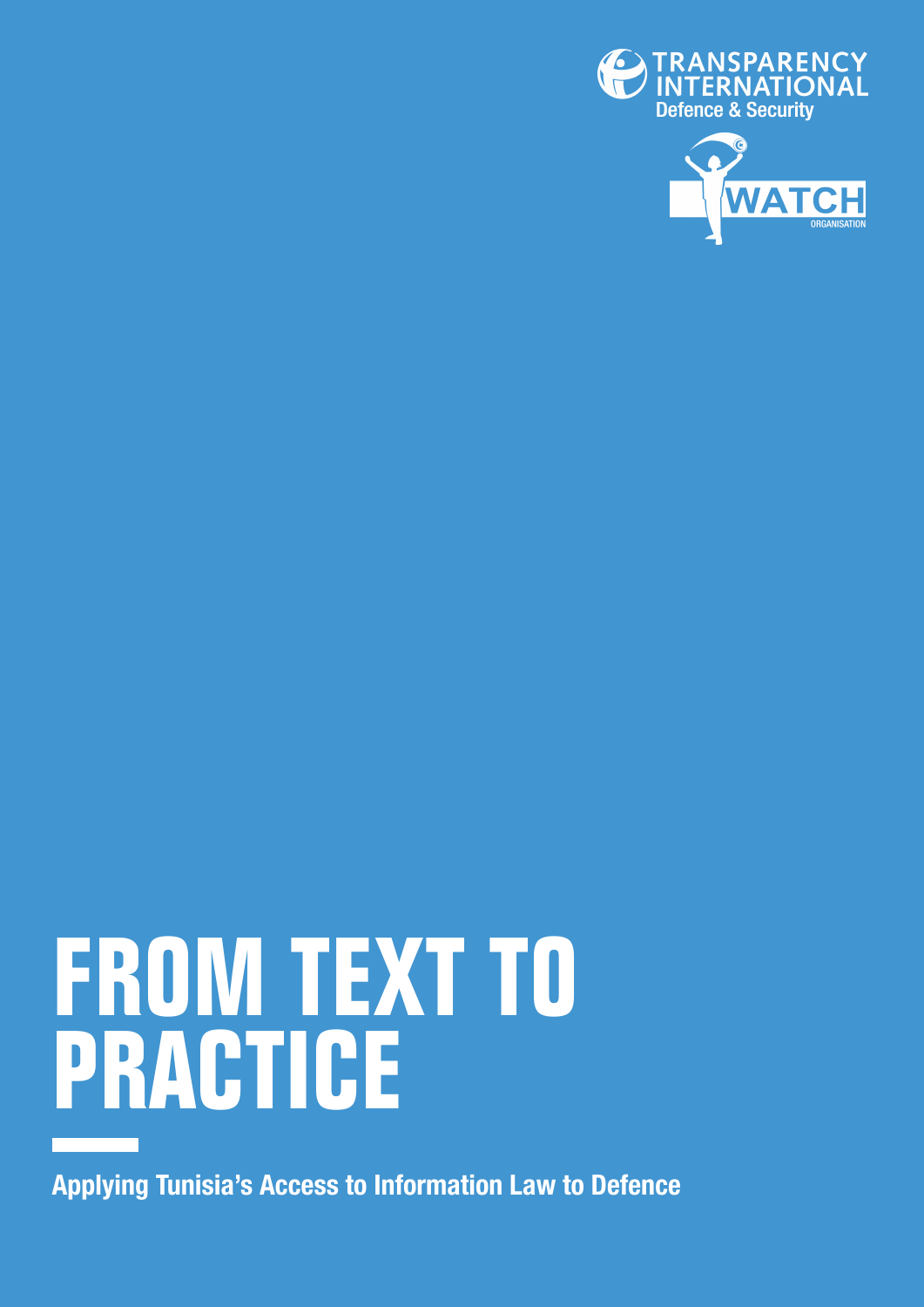TRANSPARENCY INTERNATIONAL
Defence & Security

WATCH
ORGANISATION

# FROM TEXT TO PRACTICE

**Applying Tunisia's Access to Information Law to Defence**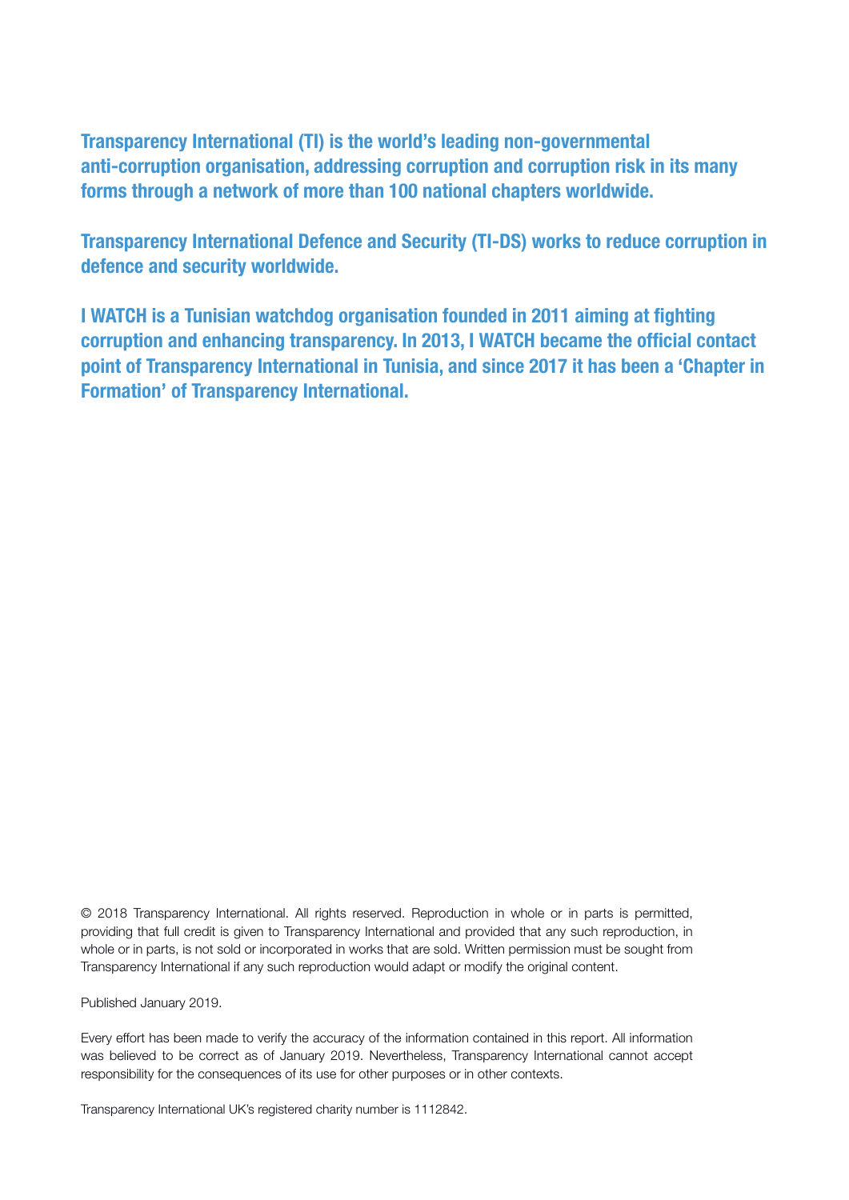**Transparency International (TI) is the world's leading non-governmental anti-corruption organisation, addressing corruption and corruption risk in its many forms through a network of more than 100 national chapters worldwide.**

**Transparency International Defence and Security (TI-DS) works to reduce corruption in defence and security worldwide.**

**I WATCH is a Tunisian watchdog organisation founded in 2011 aiming at fighting corruption and enhancing transparency. In 2013, I WATCH became the official contact point of Transparency International in Tunisia, and since 2017 it has been a 'Chapter in Formation' of Transparency International.**

© 2018 Transparency International. All rights reserved. Reproduction in whole or in parts is permitted, providing that full credit is given to Transparency International and provided that any such reproduction, in whole or in parts, is not sold or incorporated in works that are sold. Written permission must be sought from Transparency International if any such reproduction would adapt or modify the original content.

Published January 2019.

Every effort has been made to verify the accuracy of the information contained in this report. All information was believed to be correct as of January 2019. Nevertheless, Transparency International cannot accept responsibility for the consequences of its use for other purposes or in other contexts.

Transparency International UK's registered charity number is 1112842.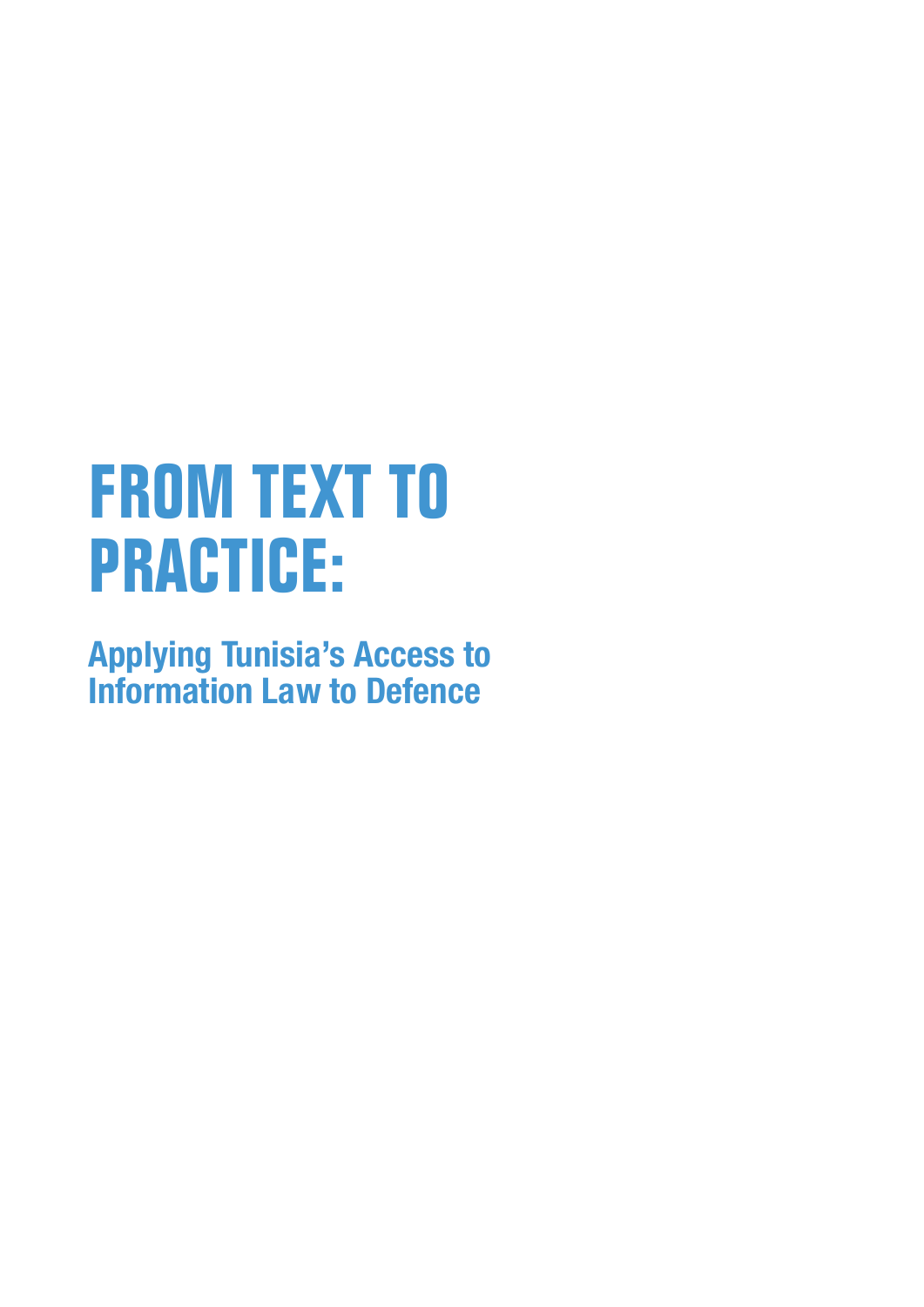# FROM TEXT TO PRACTICE:

## Applying Tunisia's Access to Information Law to Defence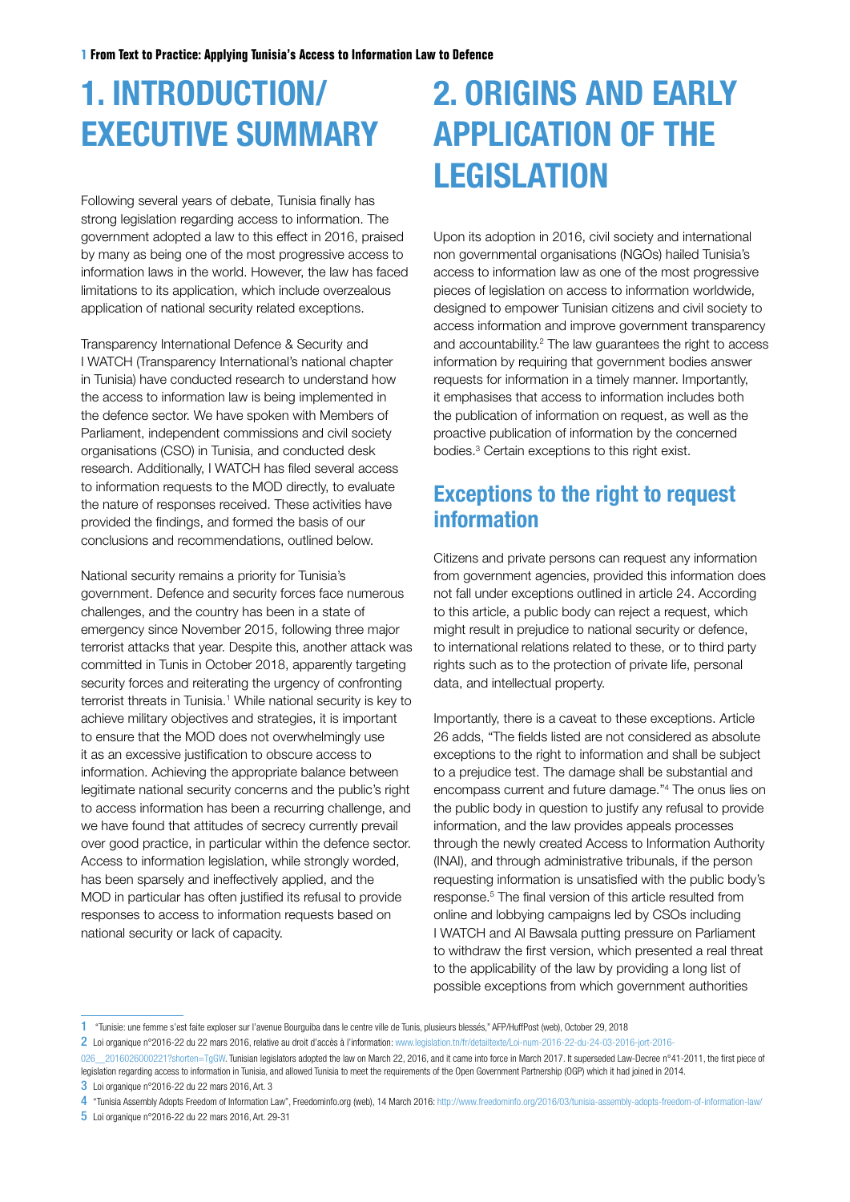# 1. INTRODUCTION/ EXECUTIVE SUMMARY

Following several years of debate, Tunisia finally has strong legislation regarding access to information. The government adopted a law to this effect in 2016, praised by many as being one of the most progressive access to information laws in the world. However, the law has faced limitations to its application, which include overzealous application of national security related exceptions.

Transparency International Defence & Security and I WATCH (Transparency International's national chapter in Tunisia) have conducted research to understand how the access to information law is being implemented in the defence sector. We have spoken with Members of Parliament, independent commissions and civil society organisations (CSO) in Tunisia, and conducted desk research. Additionally, I WATCH has filed several access to information requests to the MOD directly, to evaluate the nature of responses received. These activities have provided the findings, and formed the basis of our conclusions and recommendations, outlined below.

National security remains a priority for Tunisia's government. Defence and security forces face numerous challenges, and the country has been in a state of emergency since November 2015, following three major terrorist attacks that year. Despite this, another attack was committed in Tunis in October 2018, apparently targeting security forces and reiterating the urgency of confronting terrorist threats in Tunisia.[1] While national security is key to achieve military objectives and strategies, it is important to ensure that the MOD does not overwhelmingly use it as an excessive justification to obscure access to information. Achieving the appropriate balance between legitimate national security concerns and the public's right to access information has been a recurring challenge, and we have found that attitudes of secrecy currently prevail over good practice, in particular within the defence sector. Access to information legislation, while strongly worded, has been sparsely and ineffectively applied, and the MOD in particular has often justified its refusal to provide responses to access to information requests based on national security or lack of capacity.

# 2. ORIGINS AND EARLY APPLICATION OF THE LEGISLATION

Upon its adoption in 2016, civil society and international non governmental organisations (NGOs) hailed Tunisia's access to information law as one of the most progressive pieces of legislation on access to information worldwide, designed to empower Tunisian citizens and civil society to access information and improve government transparency and accountability.[2] The law guarantees the right to access information by requiring that government bodies answer requests for information in a timely manner. Importantly, it emphasises that access to information includes both the publication of information on request, as well as the proactive publication of information by the concerned bodies.[3] Certain exceptions to this right exist.

## Exceptions to the right to request information

Citizens and private persons can request any information from government agencies, provided this information does not fall under exceptions outlined in article 24. According to this article, a public body can reject a request, which might result in prejudice to national security or defence, to international relations related to these, or to third party rights such as to the protection of private life, personal data, and intellectual property.

Importantly, there is a caveat to these exceptions. Article 26 adds, "The fields listed are not considered as absolute exceptions to the right to information and shall be subject to a prejudice test. The damage shall be substantial and encompass current and future damage."[4] The onus lies on the public body in question to justify any refusal to provide information, and the law provides appeals processes through the newly created Access to Information Authority (INAI), and through administrative tribunals, if the person requesting information is unsatisfied with the public body's response.[5] The final version of this article resulted from online and lobbying campaigns led by CSOs including I WATCH and Al Bawsala putting pressure on Parliament to withdraw the first version, which presented a real threat to the applicability of the law by providing a long list of possible exceptions from which government authorities

---

1 "Tunisie: une femme s'est faite exploser sur l'avenue Bourguiba dans le centre ville de Tunis, plusieurs blessés," AFP/HuffPost (web), October 29, 2018

2 Loi organique n°2016-22 du 22 mars 2016, relative au droit d'accès à l'information: www.legislation.tn/fr/detailtexte/Loi-num-2016-22-du-24-03-2016-jort-2016-026__2016026000221?shorten=TgGW. Tunisian legislators adopted the law on March 22, 2016, and it came into force in March 2017. It superseded Law-Decree n°41-2011, the first piece of legislation regarding access to information in Tunisia, and allowed Tunisia to meet the requirements of the Open Government Partnership (OGP) which it had joined in 2014.

3 Loi organique n°2016-22 du 22 mars 2016, Art. 3

4 "Tunisia Assembly Adopts Freedom of Information Law", Freedominfo.org (web), 14 March 2016: http://www.freedominfo.org/2016/03/tunisia-assembly-adopts-freedom-of-information-law/

5 Loi organique n°2016-22 du 22 mars 2016, Art. 29-31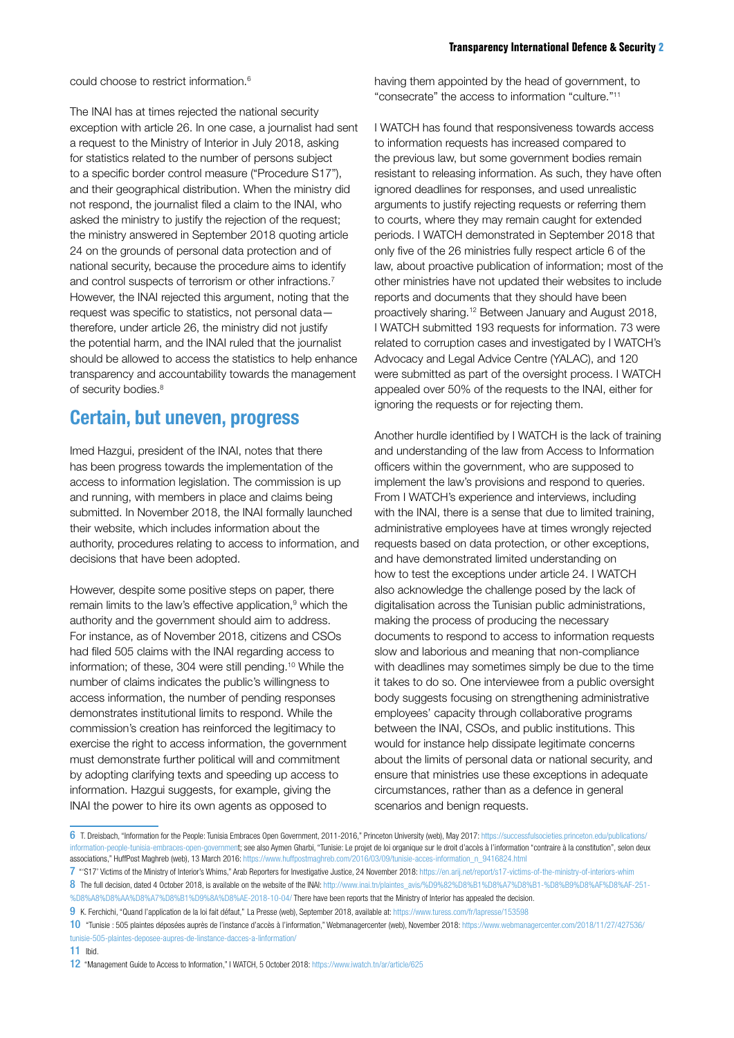could choose to restrict information.[6]

The INAI has at times rejected the national security exception with article 26. In one case, a journalist had sent a request to the Ministry of Interior in July 2018, asking for statistics related to the number of persons subject to a specific border control measure ("Procedure S17"), and their geographical distribution. When the ministry did not respond, the journalist filed a claim to the INAI, who asked the ministry to justify the rejection of the request; the ministry answered in September 2018 quoting article 24 on the grounds of personal data protection and of national security, because the procedure aims to identify and control suspects of terrorism or other infractions.[7] However, the INAI rejected this argument, noting that the request was specific to statistics, not personal data—therefore, under article 26, the ministry did not justify the potential harm, and the INAI ruled that the journalist should be allowed to access the statistics to help enhance transparency and accountability towards the management of security bodies.[8]

## Certain, but uneven, progress

Imed Hazgui, president of the INAI, notes that there has been progress towards the implementation of the access to information legislation. The commission is up and running, with members in place and claims being submitted. In November 2018, the INAI formally launched their website, which includes information about the authority, procedures relating to access to information, and decisions that have been adopted.

However, despite some positive steps on paper, there remain limits to the law's effective application,[9] which the authority and the government should aim to address. For instance, as of November 2018, citizens and CSOs had filed 505 claims with the INAI regarding access to information; of these, 304 were still pending.[10] While the number of claims indicates the public's willingness to access information, the number of pending responses demonstrates institutional limits to respond. While the commission's creation has reinforced the legitimacy to exercise the right to access information, the government must demonstrate further political will and commitment by adopting clarifying texts and speeding up access to information. Hazgui suggests, for example, giving the INAI the power to hire its own agents as opposed to having them appointed by the head of government, to "consecrate" the access to information "culture."[11]

I WATCH has found that responsiveness towards access to information requests has increased compared to the previous law, but some government bodies remain resistant to releasing information. As such, they have often ignored deadlines for responses, and used unrealistic arguments to justify rejecting requests or referring them to courts, where they may remain caught for extended periods. I WATCH demonstrated in September 2018 that only five of the 26 ministries fully respect article 6 of the law, about proactive publication of information; most of the other ministries have not updated their websites to include reports and documents that they should have been proactively sharing.[12] Between January and August 2018, I WATCH submitted 193 requests for information. 73 were related to corruption cases and investigated by I WATCH's Advocacy and Legal Advice Centre (YALAC), and 120 were submitted as part of the oversight process. I WATCH appealed over 50% of the requests to the INAI, either for ignoring the requests or for rejecting them.

Another hurdle identified by I WATCH is the lack of training and understanding of the law from Access to Information officers within the government, who are supposed to implement the law's provisions and respond to queries. From I WATCH's experience and interviews, including with the INAI, there is a sense that due to limited training, administrative employees have at times wrongly rejected requests based on data protection, or other exceptions, and have demonstrated limited understanding on how to test the exceptions under article 24. I WATCH also acknowledge the challenge posed by the lack of digitalisation across the Tunisian public administrations, making the process of producing the necessary documents to respond to access to information requests slow and laborious and meaning that non-compliance with deadlines may sometimes simply be due to the time it takes to do so. One interviewee from a public oversight body suggests focusing on strengthening administrative employees' capacity through collaborative programs between the INAI, CSOs, and public institutions. This would for instance help dissipate legitimate concerns about the limits of personal data or national security, and ensure that ministries use these exceptions in adequate circumstances, rather than as a defence in general scenarios and benign requests.

---

6 T. Dreisbach, "Information for the People: Tunisia Embraces Open Government, 2011-2016," Princeton University (web), May 2017: https://successfulsocieties.princeton.edu/publications/information-people-tunisia-embraces-open-government; see also Aymen Gharbi, "Tunisie: Le projet de loi organique sur le droit d'accès à l'information "contraire à la constitution", selon deux associations," HuffPost Maghreb (web), 13 March 2016: https://www.huffpostmaghreb.com/2016/03/09/tunisie-acces-information_n_9416824.html

7 "'S17' Victims of the Ministry of Interior's Whims," Arab Reporters for Investigative Justice, 24 November 2018: https://en.arij.net/report/s17-victims-of-the-ministry-of-interiors-whim

8 The full decision, dated 4 October 2018, is available on the website of the INAI: http://www.inai.tn/plaintes_avis/%D9%82%D8%B1%D8%A7%D8%B1-%D8%B9%D8%AF%D8%AF-251-%D8%A8%D8%AA%D8%A7%D8%B1%D9%8A%D8%AE-2018-10-04/ There have been reports that the Ministry of Interior has appealed the decision.

9 K. Ferchichi, "Quand l'application de la loi fait défaut," La Presse (web), September 2018, available at: https://www.turess.com/fr/lapresse/153598

10 "Tunisie : 505 plaintes déposées auprès de l'instance d'accès à l'information," Webmanagercenter (web), November 2018: https://www.webmanagercenter.com/2018/11/27/427536/tunisie-505-plaintes-deposee-aupres-de-linstance-dacces-a-linformation/

11 Ibid.

12 "Management Guide to Access to Information," I WATCH, 5 October 2018: https://www.iwatch.tn/ar/article/625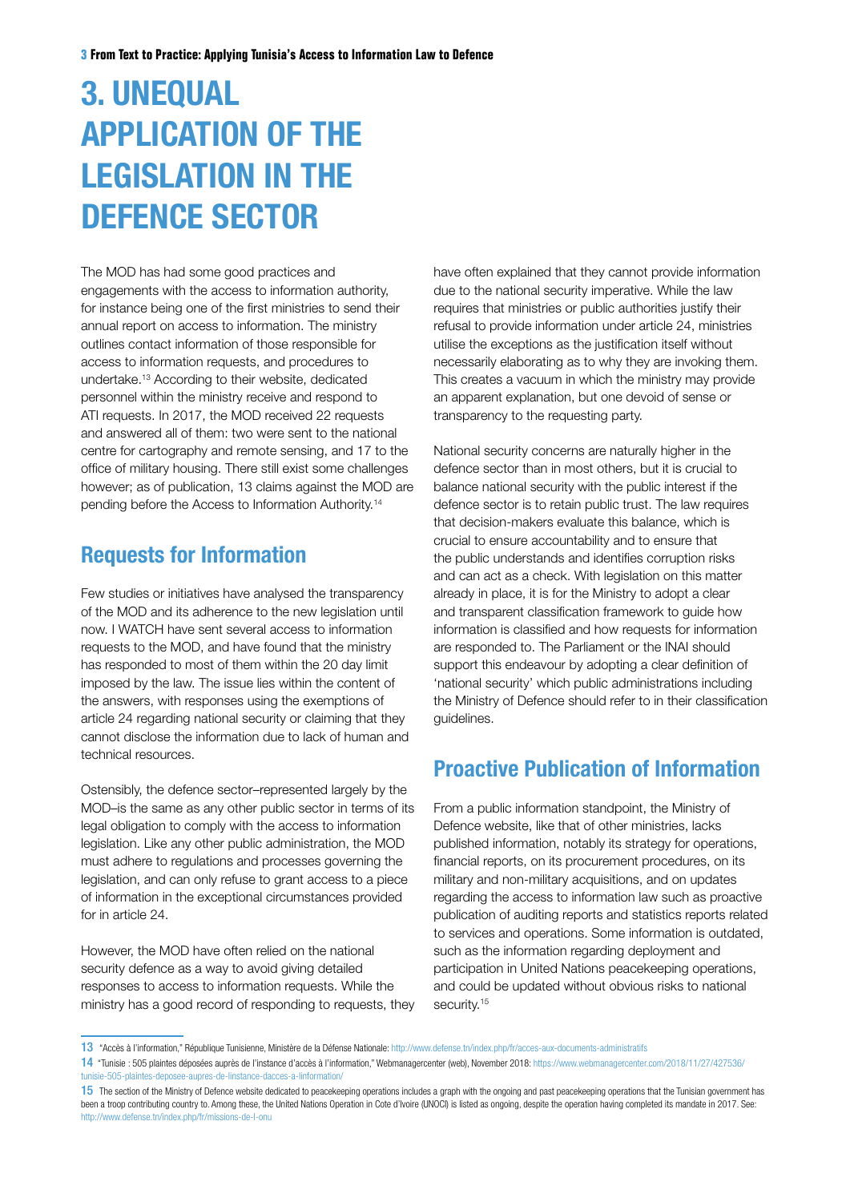# 3. UNEQUAL APPLICATION OF THE LEGISLATION IN THE DEFENCE SECTOR

The MOD has had some good practices and engagements with the access to information authority, for instance being one of the first ministries to send their annual report on access to information. The ministry outlines contact information of those responsible for access to information requests, and procedures to undertake.[13] According to their website, dedicated personnel within the ministry receive and respond to ATI requests. In 2017, the MOD received 22 requests and answered all of them: two were sent to the national centre for cartography and remote sensing, and 17 to the office of military housing. There still exist some challenges however; as of publication, 13 claims against the MOD are pending before the Access to Information Authority.[14]

## Requests for Information

Few studies or initiatives have analysed the transparency of the MOD and its adherence to the new legislation until now. I WATCH have sent several access to information requests to the MOD, and have found that the ministry has responded to most of them within the 20 day limit imposed by the law. The issue lies within the content of the answers, with responses using the exemptions of article 24 regarding national security or claiming that they cannot disclose the information due to lack of human and technical resources.

Ostensibly, the defence sector–represented largely by the MOD–is the same as any other public sector in terms of its legal obligation to comply with the access to information legislation. Like any other public administration, the MOD must adhere to regulations and processes governing the legislation, and can only refuse to grant access to a piece of information in the exceptional circumstances provided for in article 24.

However, the MOD have often relied on the national security defence as a way to avoid giving detailed responses to access to information requests. While the ministry has a good record of responding to requests, they have often explained that they cannot provide information due to the national security imperative. While the law requires that ministries or public authorities justify their refusal to provide information under article 24, ministries utilise the exceptions as the justification itself without necessarily elaborating as to why they are invoking them. This creates a vacuum in which the ministry may provide an apparent explanation, but one devoid of sense or transparency to the requesting party.

National security concerns are naturally higher in the defence sector than in most others, but it is crucial to balance national security with the public interest if the defence sector is to retain public trust. The law requires that decision-makers evaluate this balance, which is crucial to ensure accountability and to ensure that the public understands and identifies corruption risks and can act as a check. With legislation on this matter already in place, it is for the Ministry to adopt a clear and transparent classification framework to guide how information is classified and how requests for information are responded to. The Parliament or the INAI should support this endeavour by adopting a clear definition of 'national security' which public administrations including the Ministry of Defence should refer to in their classification guidelines.

## Proactive Publication of Information

From a public information standpoint, the Ministry of Defence website, like that of other ministries, lacks published information, notably its strategy for operations, financial reports, on its procurement procedures, on its military and non-military acquisitions, and on updates regarding the access to information law such as proactive publication of auditing reports and statistics reports related to services and operations. Some information is outdated, such as the information regarding deployment and participation in United Nations peacekeeping operations, and could be updated without obvious risks to national security.[15]

---

13 "Accès à l'information," République Tunisienne, Ministère de la Défense Nationale: http://www.defense.tn/index.php/fr/acces-aux-documents-administratifs

14 "Tunisie : 505 plaintes déposées auprès de l'instance d'accès à l'information," Webmanagercenter (web), November 2018: https://www.webmanagercenter.com/2018/11/27/427536/tunisie-505-plaintes-deposee-aupres-de-linstance-dacces-a-linformation/

15 The section of the Ministry of Defence website dedicated to peacekeeping operations includes a graph with the ongoing and past peacekeeping operations that the Tunisian government has been a troop contributing country to. Among these, the United Nations Operation in Cote d'Ivoire (UNOCI) is listed as ongoing, despite the operation having completed its mandate in 2017. See: http://www.defense.tn/index.php/fr/missions-de-l-onu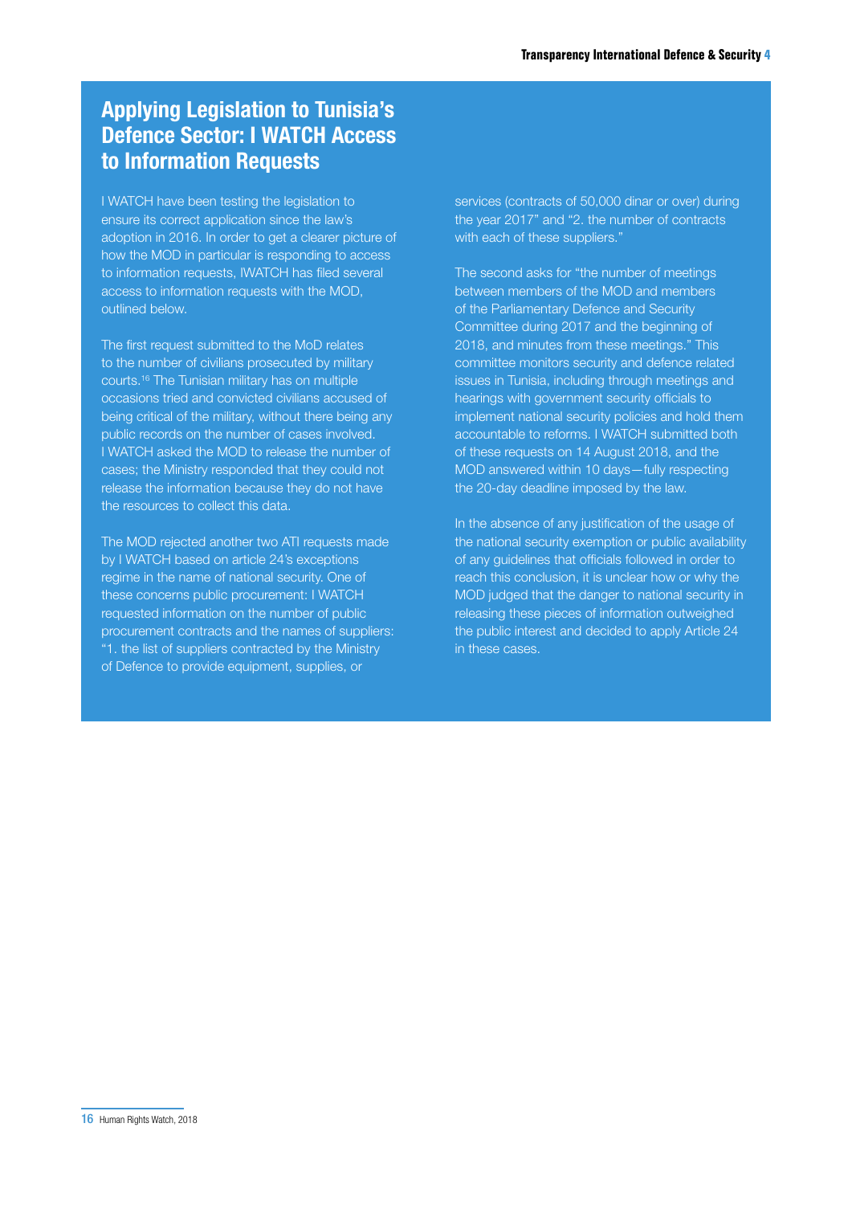## Applying Legislation to Tunisia's Defence Sector: I WATCH Access to Information Requests

I WATCH have been testing the legislation to ensure its correct application since the law's adoption in 2016. In order to get a clearer picture of how the MOD in particular is responding to access to information requests, IWATCH has filed several access to information requests with the MOD, outlined below.

The first request submitted to the MoD relates to the number of civilians prosecuted by military courts.[16] The Tunisian military has on multiple occasions tried and convicted civilians accused of being critical of the military, without there being any public records on the number of cases involved. I WATCH asked the MOD to release the number of cases; the Ministry responded that they could not release the information because they do not have the resources to collect this data.

The MOD rejected another two ATI requests made by I WATCH based on article 24's exceptions regime in the name of national security. One of these concerns public procurement: I WATCH requested information on the number of public procurement contracts and the names of suppliers: "1. the list of suppliers contracted by the Ministry of Defence to provide equipment, supplies, or services (contracts of 50,000 dinar or over) during the year 2017" and "2. the number of contracts with each of these suppliers."

The second asks for "the number of meetings between members of the MOD and members of the Parliamentary Defence and Security Committee during 2017 and the beginning of 2018, and minutes from these meetings." This committee monitors security and defence related issues in Tunisia, including through meetings and hearings with government security officials to implement national security policies and hold them accountable to reforms. I WATCH submitted both of these requests on 14 August 2018, and the MOD answered within 10 days—fully respecting the 20-day deadline imposed by the law.

In the absence of any justification of the usage of the national security exemption or public availability of any guidelines that officials followed in order to reach this conclusion, it is unclear how or why the MOD judged that the danger to national security in releasing these pieces of information outweighed the public interest and decided to apply Article 24 in these cases.

16 Human Rights Watch, 2018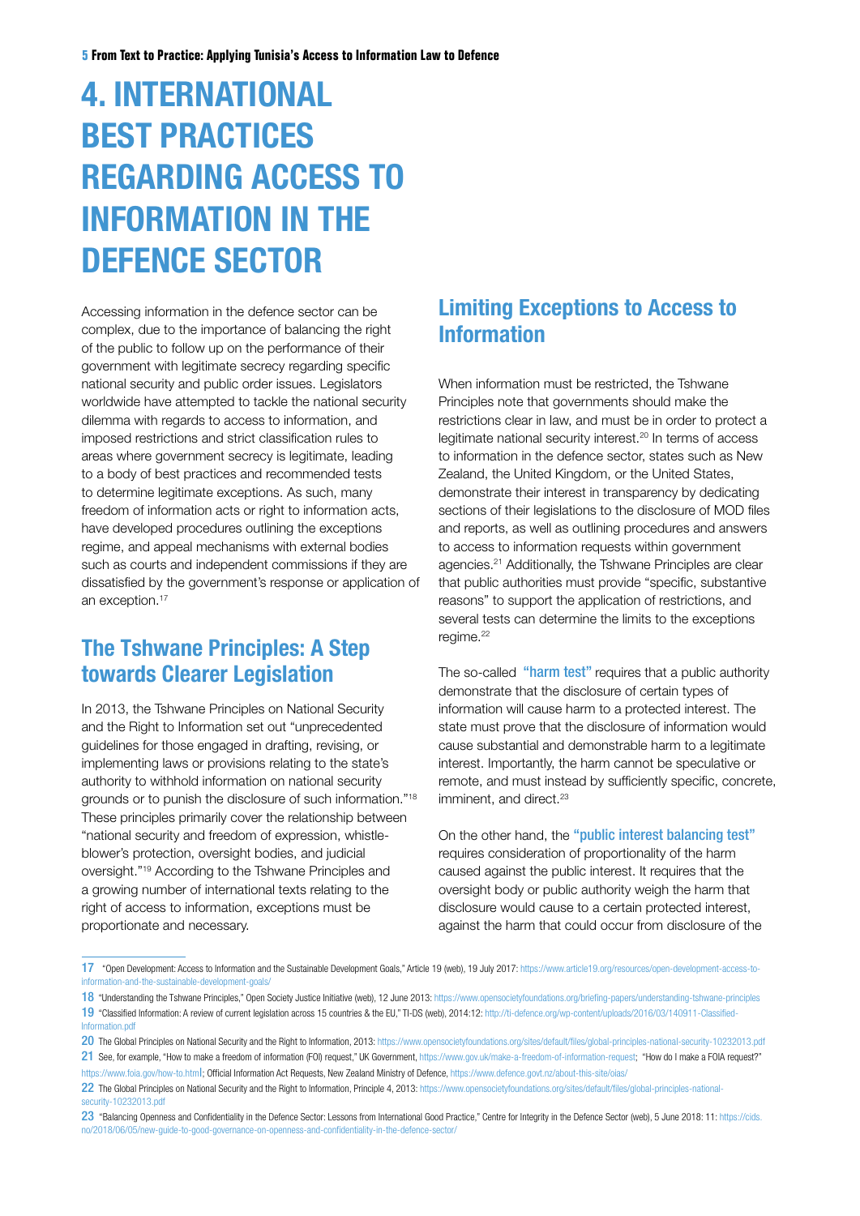# 4. INTERNATIONAL BEST PRACTICES REGARDING ACCESS TO INFORMATION IN THE DEFENCE SECTOR

Accessing information in the defence sector can be complex, due to the importance of balancing the right of the public to follow up on the performance of their government with legitimate secrecy regarding specific national security and public order issues. Legislators worldwide have attempted to tackle the national security dilemma with regards to access to information, and imposed restrictions and strict classification rules to areas where government secrecy is legitimate, leading to a body of best practices and recommended tests to determine legitimate exceptions. As such, many freedom of information acts or right to information acts, have developed procedures outlining the exceptions regime, and appeal mechanisms with external bodies such as courts and independent commissions if they are dissatisfied by the government's response or application of an exception.[17]

## The Tshwane Principles: A Step towards Clearer Legislation

In 2013, the Tshwane Principles on National Security and the Right to Information set out "unprecedented guidelines for those engaged in drafting, revising, or implementing laws or provisions relating to the state's authority to withhold information on national security grounds or to punish the disclosure of such information."[18] These principles primarily cover the relationship between "national security and freedom of expression, whistle-blower's protection, oversight bodies, and judicial oversight."[19] According to the Tshwane Principles and a growing number of international texts relating to the right of access to information, exceptions must be proportionate and necessary.

## Limiting Exceptions to Access to Information

When information must be restricted, the Tshwane Principles note that governments should make the restrictions clear in law, and must be in order to protect a legitimate national security interest.[20] In terms of access to information in the defence sector, states such as New Zealand, the United Kingdom, or the United States, demonstrate their interest in transparency by dedicating sections of their legislations to the disclosure of MOD files and reports, as well as outlining procedures and answers to access to information requests within government agencies.[21] Additionally, the Tshwane Principles are clear that public authorities must provide "specific, substantive reasons" to support the application of restrictions, and several tests can determine the limits to the exceptions regime.[22]

The so-called **"harm test"** requires that a public authority demonstrate that the disclosure of certain types of information will cause harm to a protected interest. The state must prove that the disclosure of information would cause substantial and demonstrable harm to a legitimate interest. Importantly, the harm cannot be speculative or remote, and must instead by sufficiently specific, concrete, imminent, and direct.[23]

On the other hand, the **"public interest balancing test"** requires consideration of proportionality of the harm caused against the public interest. It requires that the oversight body or public authority weigh the harm that disclosure would cause to a certain protected interest, against the harm that could occur from disclosure of the

---

17 "Open Development: Access to Information and the Sustainable Development Goals," Article 19 (web), 19 July 2017: https://www.article19.org/resources/open-development-access-to-information-and-the-sustainable-development-goals/

18 "Understanding the Tshwane Principles," Open Society Justice Initiative (web), 12 June 2013: https://www.opensocietyfoundations.org/briefing-papers/understanding-tshwane-principles

19 "Classified Information: A review of current legislation across 15 countries & the EU," TI-DS (web), 2014:12: http://ti-defence.org/wp-content/uploads/2016/03/140911-Classified-Information.pdf

20 The Global Principles on National Security and the Right to Information, 2013: https://www.opensocietyfoundations.org/sites/default/files/global-principles-national-security-10232013.pdf

21 See, for example, "How to make a freedom of information (FOI) request," UK Government, https://www.gov.uk/make-a-freedom-of-information-request; "How do I make a FOIA request?" https://www.foia.gov/how-to.html; Official Information Act Requests, New Zealand Ministry of Defence, https://www.defence.govt.nz/about-this-site/oias/

22 The Global Principles on National Security and the Right to Information, Principle 4, 2013: https://www.opensocietyfoundations.org/sites/default/files/global-principles-national-security-10232013.pdf

23 "Balancing Openness and Confidentiality in the Defence Sector: Lessons from International Good Practice," Centre for Integrity in the Defence Sector (web), 5 June 2018: 11: https://cids.no/2018/06/05/new-guide-to-good-governance-on-openness-and-confidentiality-in-the-defence-sector/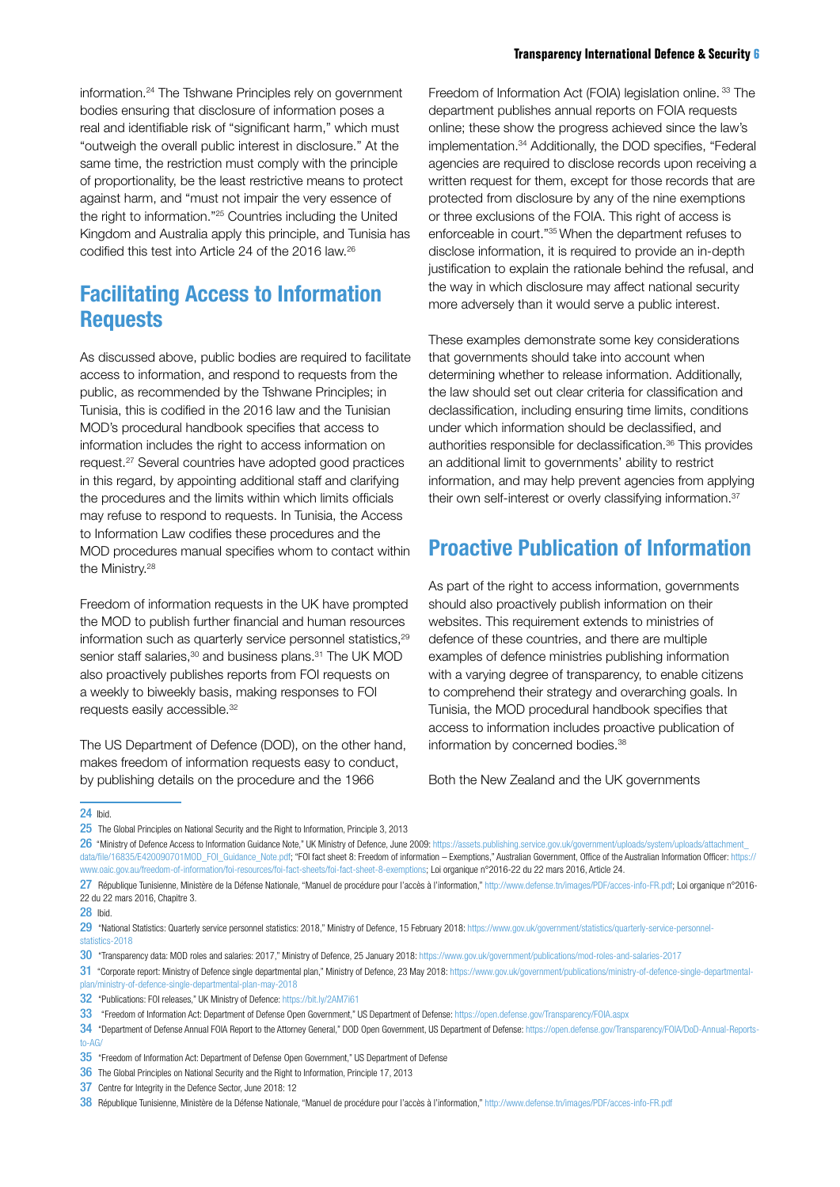information.[24] The Tshwane Principles rely on government bodies ensuring that disclosure of information poses a real and identifiable risk of "significant harm," which must "outweigh the overall public interest in disclosure." At the same time, the restriction must comply with the principle of proportionality, be the least restrictive means to protect against harm, and "must not impair the very essence of the right to information."[25] Countries including the United Kingdom and Australia apply this principle, and Tunisia has codified this test into Article 24 of the 2016 law.[26]

## Facilitating Access to Information Requests

As discussed above, public bodies are required to facilitate access to information, and respond to requests from the public, as recommended by the Tshwane Principles; in Tunisia, this is codified in the 2016 law and the Tunisian MOD's procedural handbook specifies that access to information includes the right to access information on request.[27] Several countries have adopted good practices in this regard, by appointing additional staff and clarifying the procedures and the limits within which limits officials may refuse to respond to requests. In Tunisia, the Access to Information Law codifies these procedures and the MOD procedures manual specifies whom to contact within the Ministry.[28]

Freedom of information requests in the UK have prompted the MOD to publish further financial and human resources information such as quarterly service personnel statistics,[29] senior staff salaries,[30] and business plans.[31] The UK MOD also proactively publishes reports from FOI requests on a weekly to biweekly basis, making responses to FOI requests easily accessible.[32]

The US Department of Defence (DOD), on the other hand, makes freedom of information requests easy to conduct, by publishing details on the procedure and the 1966 Freedom of Information Act (FOIA) legislation online.[33] The department publishes annual reports on FOIA requests online; these show the progress achieved since the law's implementation.[34] Additionally, the DOD specifies, "Federal agencies are required to disclose records upon receiving a written request for them, except for those records that are protected from disclosure by any of the nine exemptions or three exclusions of the FOIA. This right of access is enforceable in court."[35] When the department refuses to disclose information, it is required to provide an in-depth justification to explain the rationale behind the refusal, and the way in which disclosure may affect national security more adversely than it would serve a public interest.

These examples demonstrate some key considerations that governments should take into account when determining whether to release information. Additionally, the law should set out clear criteria for classification and declassification, including ensuring time limits, conditions under which information should be declassified, and authorities responsible for declassification.[36] This provides an additional limit to governments' ability to restrict information, and may help prevent agencies from applying their own self-interest or overly classifying information.[37]

## Proactive Publication of Information

As part of the right to access information, governments should also proactively publish information on their websites. This requirement extends to ministries of defence of these countries, and there are multiple examples of defence ministries publishing information with a varying degree of transparency, to enable citizens to comprehend their strategy and overarching goals. In Tunisia, the MOD procedural handbook specifies that access to information includes proactive publication of information by concerned bodies.[38]

Both the New Zealand and the UK governments

---

24 Ibid.

25 The Global Principles on National Security and the Right to Information, Principle 3, 2013

26 "Ministry of Defence Access to Information Guidance Note," UK Ministry of Defence, June 2009: https://assets.publishing.service.gov.uk/government/uploads/system/uploads/attachment_data/file/16835/E420090701MOD_FOI_Guidance_Note.pdf; "FOI fact sheet 8: Freedom of information – Exemptions," Australian Government, Office of the Australian Information Officer: https://www.oaic.gov.au/freedom-of-information/foi-resources/foi-fact-sheets/foi-fact-sheet-8-exemptions; Loi organique n°2016-22 du 22 mars 2016, Article 24.

27 République Tunisienne, Ministère de la Défense Nationale, "Manuel de procédure pour l'accès à l'information," http://www.defense.tn/images/PDF/acces-info-FR.pdf; Loi organique n°2016-22 du 22 mars 2016, Chapitre 3.

28 Ibid.

29 "National Statistics: Quarterly service personnel statistics: 2018," Ministry of Defence, 15 February 2018: https://www.gov.uk/government/statistics/quarterly-service-personnel-statistics-2018

30 "Transparency data: MOD roles and salaries: 2017," Ministry of Defence, 25 January 2018: https://www.gov.uk/government/publications/mod-roles-and-salaries-2017

31 "Corporate report: Ministry of Defence single departmental plan," Ministry of Defence, 23 May 2018: https://www.gov.uk/government/publications/ministry-of-defence-single-departmental-plan/ministry-of-defence-single-departmental-plan-may-2018

32 "Publications: FOI releases," UK Ministry of Defence: https://bit.ly/2AM7i61

33 "Freedom of Information Act: Department of Defense Open Government," US Department of Defense: https://open.defense.gov/Transparency/FOIA.aspx

34 "Department of Defense Annual FOIA Report to the Attorney General," DOD Open Government, US Department of Defense: https://open.defense.gov/Transparency/FOIA/DoD-Annual-Reports-to-AG/

35 "Freedom of Information Act: Department of Defense Open Government," US Department of Defense

36 The Global Principles on National Security and the Right to Information, Principle 17, 2013

37 Centre for Integrity in the Defence Sector, June 2018: 12

38 République Tunisienne, Ministère de la Défense Nationale, "Manuel de procédure pour l'accès à l'information," http://www.defense.tn/images/PDF/acces-info-FR.pdf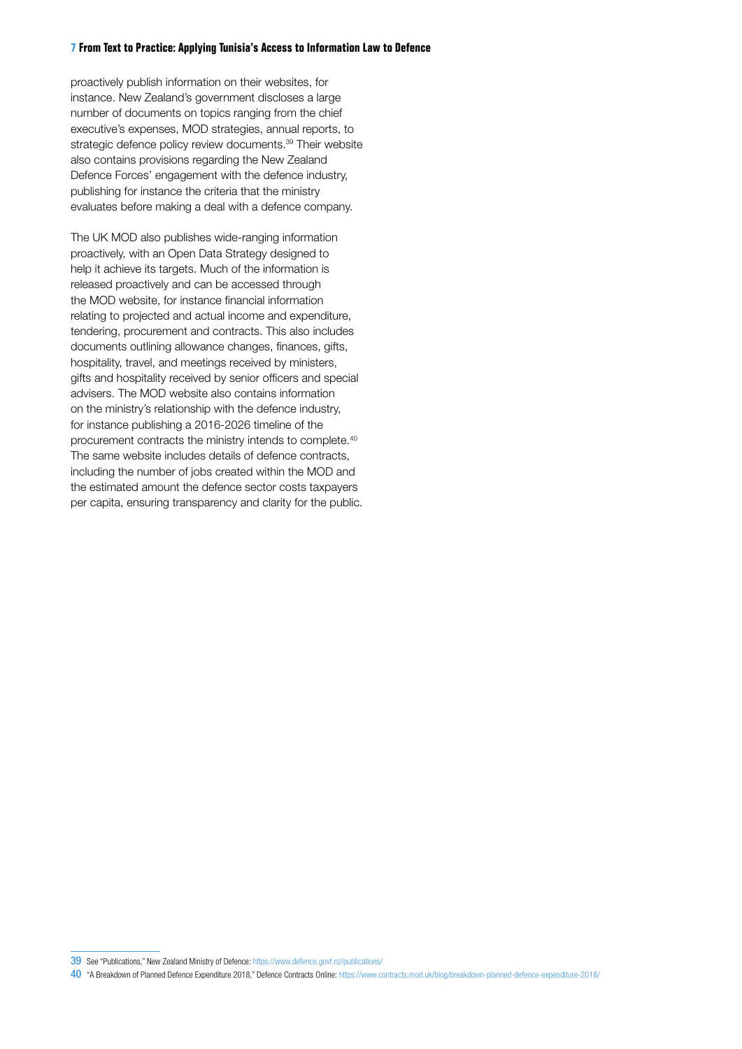proactively publish information on their websites, for instance. New Zealand's government discloses a large number of documents on topics ranging from the chief executive's expenses, MOD strategies, annual reports, to strategic defence policy review documents.[39] Their website also contains provisions regarding the New Zealand Defence Forces' engagement with the defence industry, publishing for instance the criteria that the ministry evaluates before making a deal with a defence company.

The UK MOD also publishes wide-ranging information proactively, with an Open Data Strategy designed to help it achieve its targets. Much of the information is released proactively and can be accessed through the MOD website, for instance financial information relating to projected and actual income and expenditure, tendering, procurement and contracts. This also includes documents outlining allowance changes, finances, gifts, hospitality, travel, and meetings received by ministers, gifts and hospitality received by senior officers and special advisers. The MOD website also contains information on the ministry's relationship with the defence industry, for instance publishing a 2016-2026 timeline of the procurement contracts the ministry intends to complete.[40] The same website includes details of defence contracts, including the number of jobs created within the MOD and the estimated amount the defence sector costs taxpayers per capita, ensuring transparency and clarity for the public.

---

39 See "Publications," New Zealand Ministry of Defence: https://www.defence.govt.nz/publications/

40 "A Breakdown of Planned Defence Expenditure 2018," Defence Contracts Online: https://www.contracts.mod.uk/blog/breakdown-planned-defence-expenditure-2018/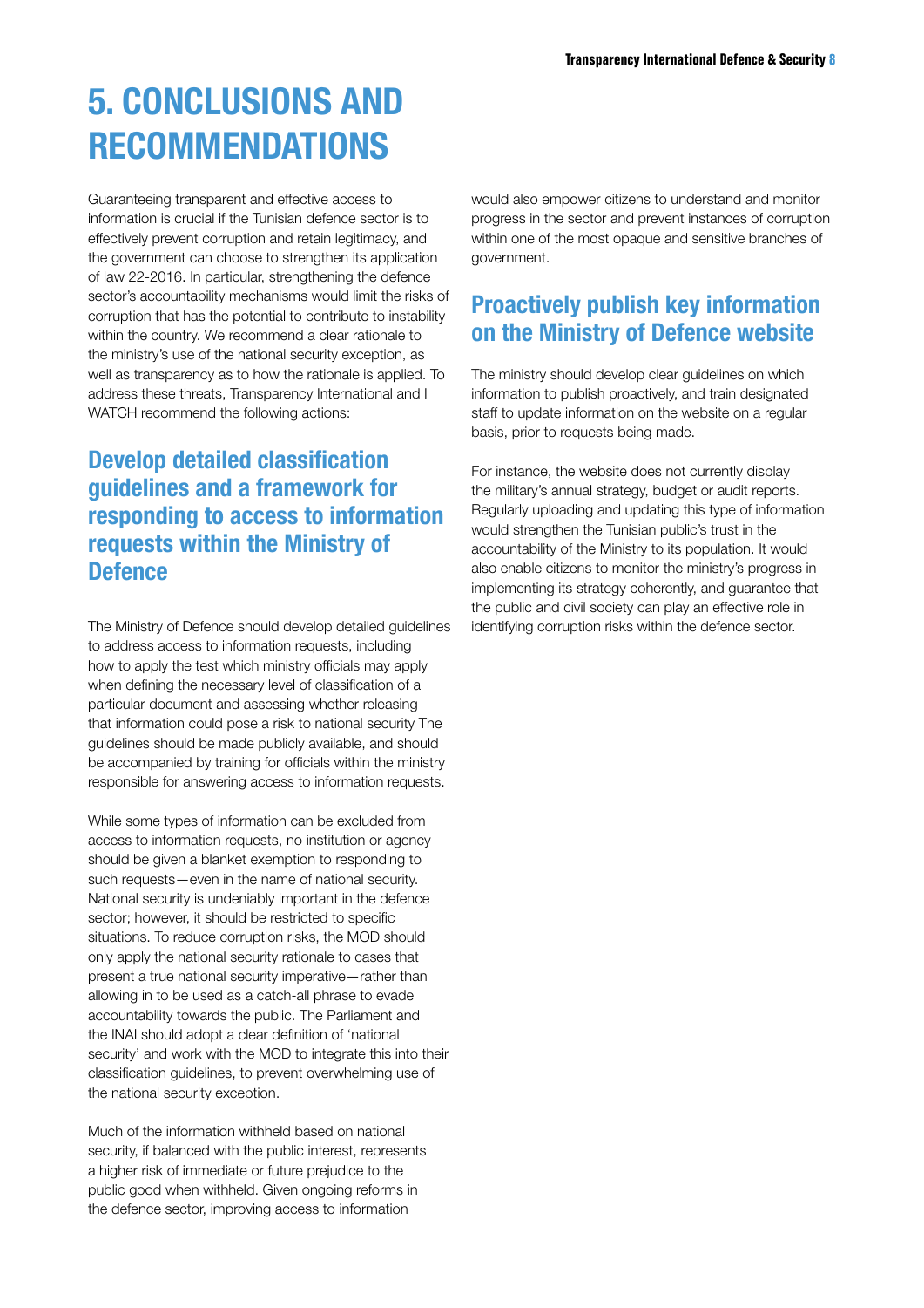# 5. CONCLUSIONS AND RECOMMENDATIONS

Guaranteeing transparent and effective access to information is crucial if the Tunisian defence sector is to effectively prevent corruption and retain legitimacy, and the government can choose to strengthen its application of law 22-2016. In particular, strengthening the defence sector's accountability mechanisms would limit the risks of corruption that has the potential to contribute to instability within the country. We recommend a clear rationale to the ministry's use of the national security exception, as well as transparency as to how the rationale is applied. To address these threats, Transparency International and I WATCH recommend the following actions:

## Develop detailed classification guidelines and a framework for responding to access to information requests within the Ministry of Defence

The Ministry of Defence should develop detailed guidelines to address access to information requests, including how to apply the test which ministry officials may apply when defining the necessary level of classification of a particular document and assessing whether releasing that information could pose a risk to national security The guidelines should be made publicly available, and should be accompanied by training for officials within the ministry responsible for answering access to information requests.

While some types of information can be excluded from access to information requests, no institution or agency should be given a blanket exemption to responding to such requests—even in the name of national security. National security is undeniably important in the defence sector; however, it should be restricted to specific situations. To reduce corruption risks, the MOD should only apply the national security rationale to cases that present a true national security imperative—rather than allowing in to be used as a catch-all phrase to evade accountability towards the public. The Parliament and the INAI should adopt a clear definition of 'national security' and work with the MOD to integrate this into their classification guidelines, to prevent overwhelming use of the national security exception.

Much of the information withheld based on national security, if balanced with the public interest, represents a higher risk of immediate or future prejudice to the public good when withheld. Given ongoing reforms in the defence sector, improving access to information would also empower citizens to understand and monitor progress in the sector and prevent instances of corruption within one of the most opaque and sensitive branches of government.

## Proactively publish key information on the Ministry of Defence website

The ministry should develop clear guidelines on which information to publish proactively, and train designated staff to update information on the website on a regular basis, prior to requests being made.

For instance, the website does not currently display the military's annual strategy, budget or audit reports. Regularly uploading and updating this type of information would strengthen the Tunisian public's trust in the accountability of the Ministry to its population. It would also enable citizens to monitor the ministry's progress in implementing its strategy coherently, and guarantee that the public and civil society can play an effective role in identifying corruption risks within the defence sector.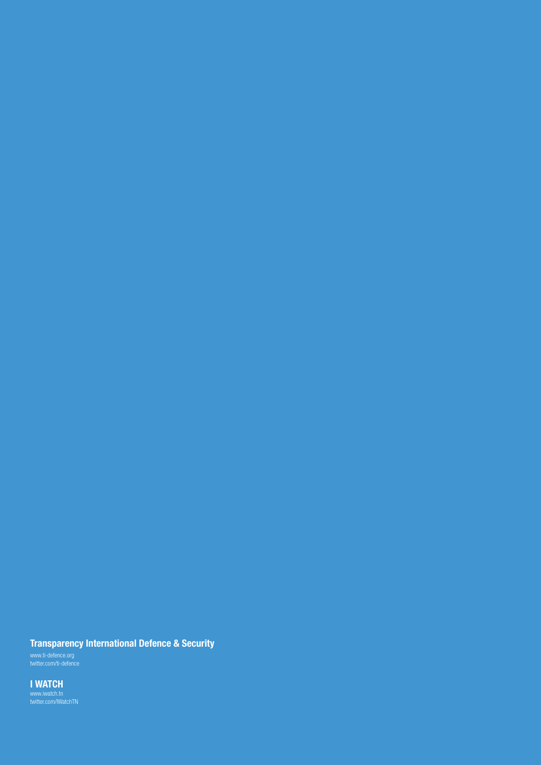**Transparency International Defence & Security**

www.ti-defence.org
twitter.com/ti-defence

**I WATCH**

www.iwatch.tn
twitter.com/IWatchTN